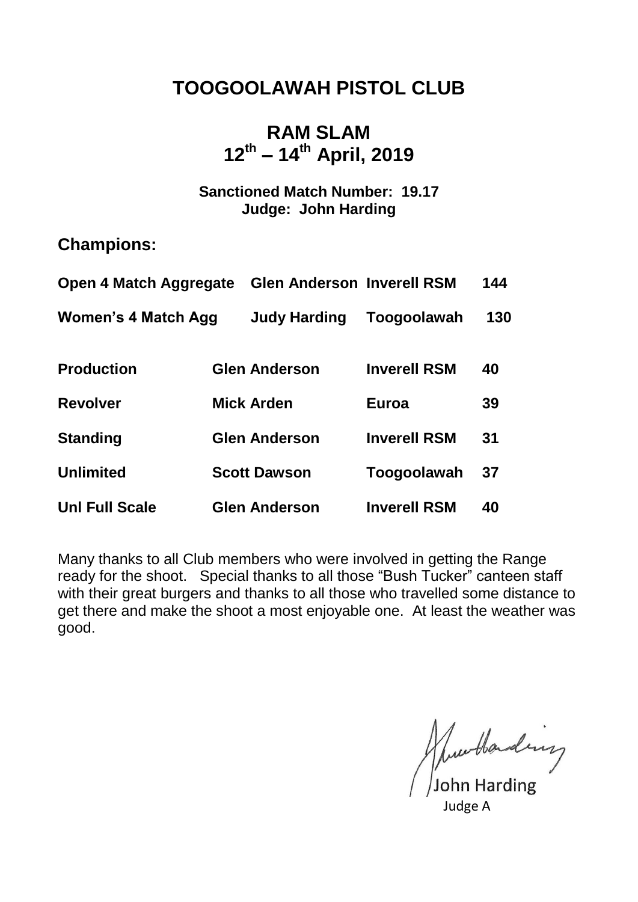# TOOGOOLAWAH PISTOL CLUB

## RAM SLAM
## 12th – 14th April, 2019

**Sanctioned Match Number: 19.17**
**Judge: John Harding**

## Champions:

| | | | |
|---|---|---|---|
| **Open 4 Match Aggregate** | **Glen Anderson** | **Inverell RSM** | **144** |
| **Women's 4 Match Agg** | **Judy Harding** | **Toogoolawah** | **130** |
| **Production** | **Glen Anderson** | **Inverell RSM** | **40** |
| **Revolver** | **Mick Arden** | **Euroa** | **39** |
| **Standing** | **Glen Anderson** | **Inverell RSM** | **31** |
| **Unlimited** | **Scott Dawson** | **Toogoolawah** | **37** |
| **Unl Full Scale** | **Glen Anderson** | **Inverell RSM** | **40** |

Many thanks to all Club members who were involved in getting the Range ready for the shoot. Special thanks to all those "Bush Tucker" canteen staff with their great burgers and thanks to all those who travelled some distance to get there and make the shoot a most enjoyable one. At least the weather was good.

John Harding
Judge A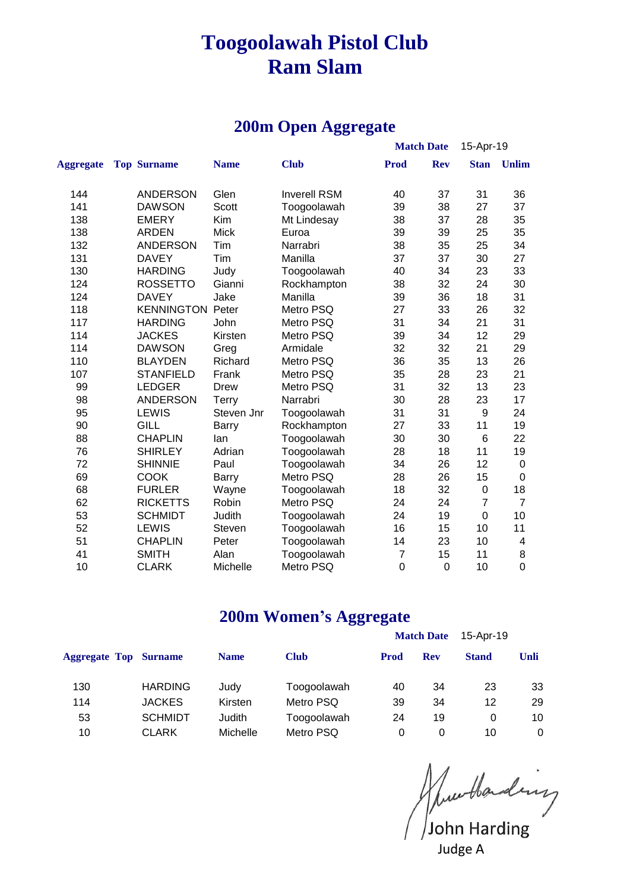# Toogoolawah Pistol Club
# Ram Slam

## 200m Open Aggregate

**Match Date** 15-Apr-19

| Aggregate | Top | Surname | Name | Club | Prod | Rev | Stan | Unlim |
|---|---|---|---|---|---|---|---|---|
| 144 | | ANDERSON | Glen | Inverell RSM | 40 | 37 | 31 | 36 |
| 141 | | DAWSON | Scott | Toogoolawah | 39 | 38 | 27 | 37 |
| 138 | | EMERY | Kim | Mt Lindesay | 38 | 37 | 28 | 35 |
| 138 | | ARDEN | Mick | Euroa | 39 | 39 | 25 | 35 |
| 132 | | ANDERSON | Tim | Narrabri | 38 | 35 | 25 | 34 |
| 131 | | DAVEY | Tim | Manilla | 37 | 37 | 30 | 27 |
| 130 | | HARDING | Judy | Toogoolawah | 40 | 34 | 23 | 33 |
| 124 | | ROSSETTO | Gianni | Rockhampton | 38 | 32 | 24 | 30 |
| 124 | | DAVEY | Jake | Manilla | 39 | 36 | 18 | 31 |
| 118 | | KENNINGTON | Peter | Metro PSQ | 27 | 33 | 26 | 32 |
| 117 | | HARDING | John | Metro PSQ | 31 | 34 | 21 | 31 |
| 114 | | JACKES | Kirsten | Metro PSQ | 39 | 34 | 12 | 29 |
| 114 | | DAWSON | Greg | Armidale | 32 | 32 | 21 | 29 |
| 110 | | BLAYDEN | Richard | Metro PSQ | 36 | 35 | 13 | 26 |
| 107 | | STANFIELD | Frank | Metro PSQ | 35 | 28 | 23 | 21 |
| 99 | | LEDGER | Drew | Metro PSQ | 31 | 32 | 13 | 23 |
| 98 | | ANDERSON | Terry | Narrabri | 30 | 28 | 23 | 17 |
| 95 | | LEWIS | Steven Jnr | Toogoolawah | 31 | 31 | 9 | 24 |
| 90 | | GILL | Barry | Rockhampton | 27 | 33 | 11 | 19 |
| 88 | | CHAPLIN | Ian | Toogoolawah | 30 | 30 | 6 | 22 |
| 76 | | SHIRLEY | Adrian | Toogoolawah | 28 | 18 | 11 | 19 |
| 72 | | SHINNIE | Paul | Toogoolawah | 34 | 26 | 12 | 0 |
| 69 | | COOK | Barry | Metro PSQ | 28 | 26 | 15 | 0 |
| 68 | | FURLER | Wayne | Toogoolawah | 18 | 32 | 0 | 18 |
| 62 | | RICKETTS | Robin | Metro PSQ | 24 | 24 | 7 | 7 |
| 53 | | SCHMIDT | Judith | Toogoolawah | 24 | 19 | 0 | 10 |
| 52 | | LEWIS | Steven | Toogoolawah | 16 | 15 | 10 | 11 |
| 51 | | CHAPLIN | Peter | Toogoolawah | 14 | 23 | 10 | 4 |
| 41 | | SMITH | Alan | Toogoolawah | 7 | 15 | 11 | 8 |
| 10 | | CLARK | Michelle | Metro PSQ | 0 | 0 | 10 | 0 |

## 200m Women's Aggregate

**Match Date** 15-Apr-19

| Aggregate | Top | Surname | Name | Club | Prod | Rev | Stand | Unli |
|---|---|---|---|---|---|---|---|---|
| 130 | | HARDING | Judy | Toogoolawah | 40 | 34 | 23 | 33 |
| 114 | | JACKES | Kirsten | Metro PSQ | 39 | 34 | 12 | 29 |
| 53 | | SCHMIDT | Judith | Toogoolawah | 24 | 19 | 0 | 10 |
| 10 | | CLARK | Michelle | Metro PSQ | 0 | 0 | 10 | 0 |

John Harding
Judge A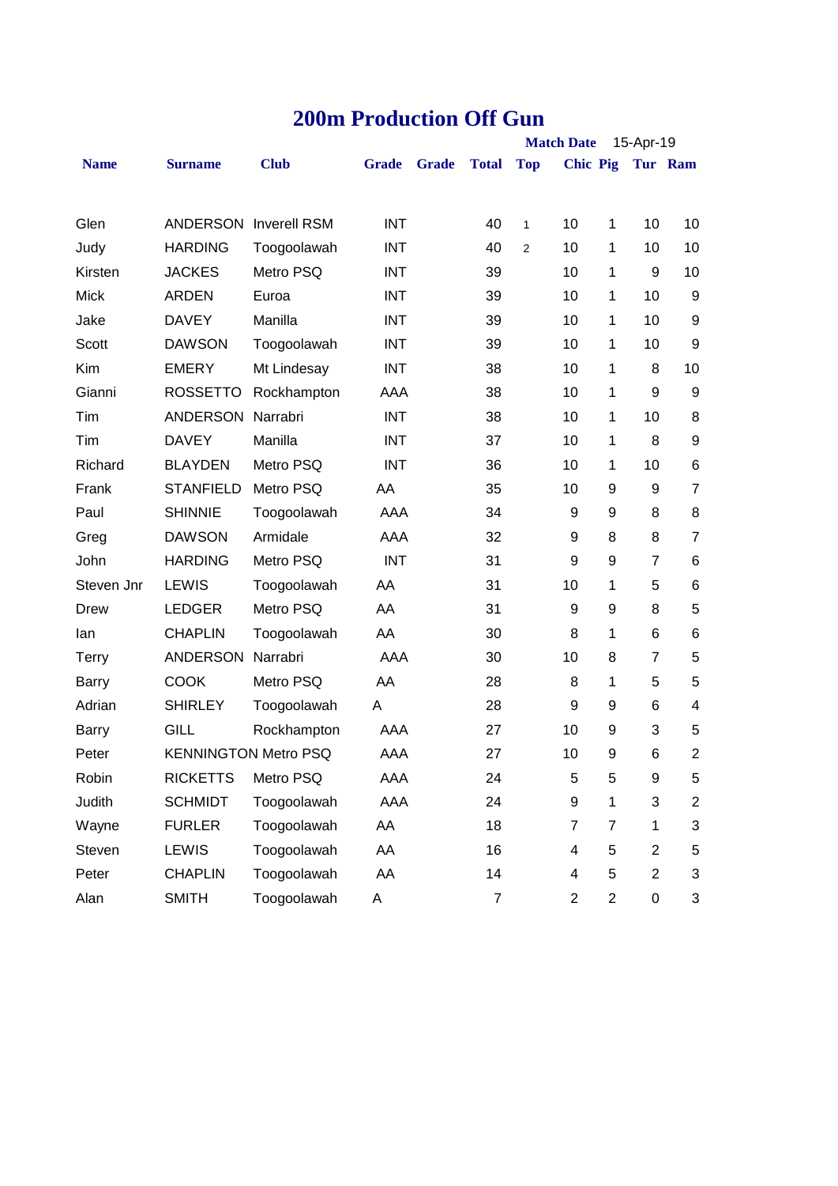# 200m Production Off Gun

**Match Date** 15-Apr-19

| Name | Surname | Club | Grade | Grade | Total | Top | Chic | Pig | Tur | Ram |
|---|---|---|---|---|---|---|---|---|---|---|
| Glen | ANDERSON | Inverell RSM | INT | | 40 | 1 | 10 | 1 | 10 | 10 |
| Judy | HARDING | Toogoolawah | INT | | 40 | 2 | 10 | 1 | 10 | 10 |
| Kirsten | JACKES | Metro PSQ | INT | | 39 | | 10 | 1 | 9 | 10 |
| Mick | ARDEN | Euroa | INT | | 39 | | 10 | 1 | 10 | 9 |
| Jake | DAVEY | Manilla | INT | | 39 | | 10 | 1 | 10 | 9 |
| Scott | DAWSON | Toogoolawah | INT | | 39 | | 10 | 1 | 10 | 9 |
| Kim | EMERY | Mt Lindesay | INT | | 38 | | 10 | 1 | 8 | 10 |
| Gianni | ROSSETTO | Rockhampton | AAA | | 38 | | 10 | 1 | 9 | 9 |
| Tim | ANDERSON | Narrabri | INT | | 38 | | 10 | 1 | 10 | 8 |
| Tim | DAVEY | Manilla | INT | | 37 | | 10 | 1 | 8 | 9 |
| Richard | BLAYDEN | Metro PSQ | INT | | 36 | | 10 | 1 | 10 | 6 |
| Frank | STANFIELD | Metro PSQ | AA | | 35 | | 10 | 9 | 9 | 7 |
| Paul | SHINNIE | Toogoolawah | AAA | | 34 | | 9 | 9 | 8 | 8 |
| Greg | DAWSON | Armidale | AAA | | 32 | | 9 | 8 | 8 | 7 |
| John | HARDING | Metro PSQ | INT | | 31 | | 9 | 9 | 7 | 6 |
| Steven Jnr | LEWIS | Toogoolawah | AA | | 31 | | 10 | 1 | 5 | 6 |
| Drew | LEDGER | Metro PSQ | AA | | 31 | | 9 | 9 | 8 | 5 |
| Ian | CHAPLIN | Toogoolawah | AA | | 30 | | 8 | 1 | 6 | 6 |
| Terry | ANDERSON | Narrabri | AAA | | 30 | | 10 | 8 | 7 | 5 |
| Barry | COOK | Metro PSQ | AA | | 28 | | 8 | 1 | 5 | 5 |
| Adrian | SHIRLEY | Toogoolawah | A | | 28 | | 9 | 9 | 6 | 4 |
| Barry | GILL | Rockhampton | AAA | | 27 | | 10 | 9 | 3 | 5 |
| Peter | KENNINGTON | Metro PSQ | AAA | | 27 | | 10 | 9 | 6 | 2 |
| Robin | RICKETTS | Metro PSQ | AAA | | 24 | | 5 | 5 | 9 | 5 |
| Judith | SCHMIDT | Toogoolawah | AAA | | 24 | | 9 | 1 | 3 | 2 |
| Wayne | FURLER | Toogoolawah | AA | | 18 | | 7 | 7 | 1 | 3 |
| Steven | LEWIS | Toogoolawah | AA | | 16 | | 4 | 5 | 2 | 5 |
| Peter | CHAPLIN | Toogoolawah | AA | | 14 | | 4 | 5 | 2 | 3 |
| Alan | SMITH | Toogoolawah | A | | 7 | | 2 | 2 | 0 | 3 |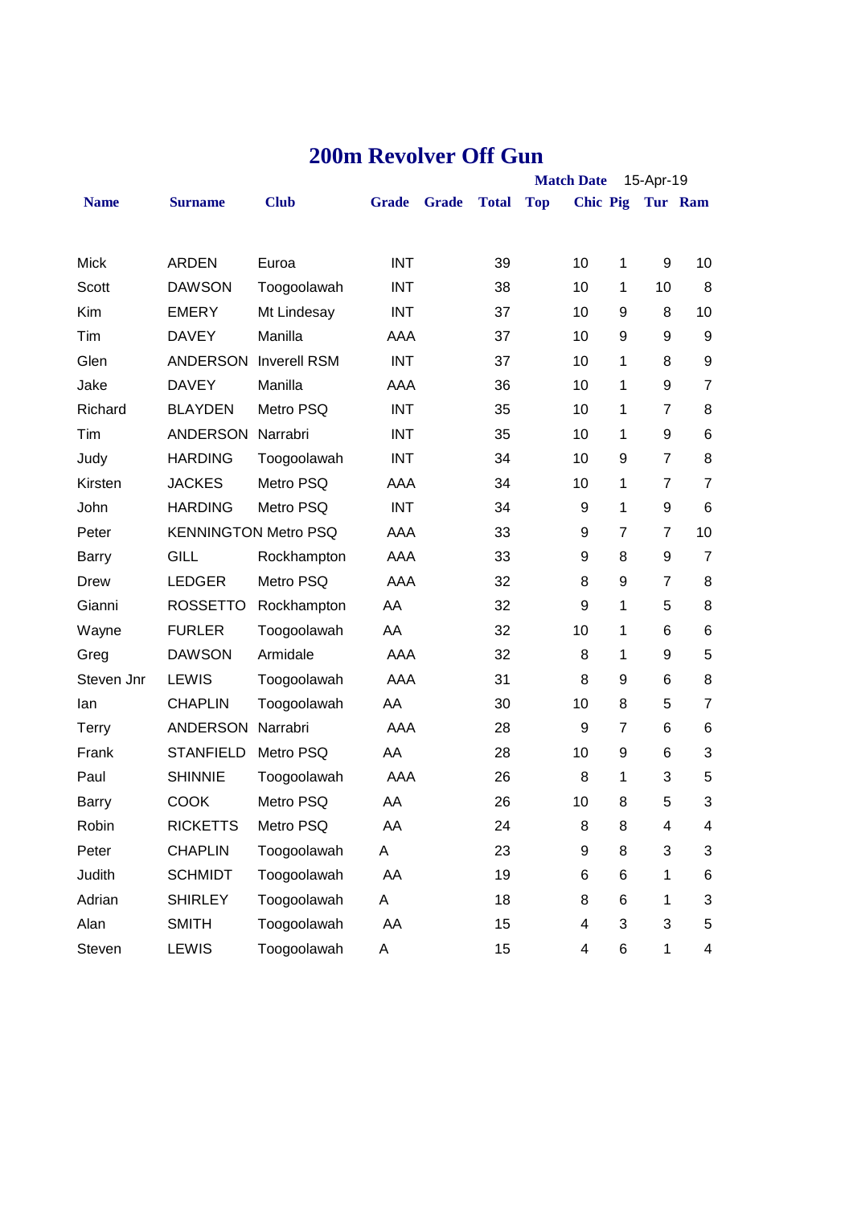# 200m Revolver Off Gun

**Match Date** 15-Apr-19

| Name | Surname | Club | Grade | Grade | Total | Top | Chic | Pig | Tur | Ram |
|---|---|---|---|---|---|---|---|---|---|---|
| Mick | ARDEN | Euroa | INT | | 39 | | 10 | 1 | 9 | 10 |
| Scott | DAWSON | Toogoolawah | INT | | 38 | | 10 | 1 | 10 | 8 |
| Kim | EMERY | Mt Lindesay | INT | | 37 | | 10 | 9 | 8 | 10 |
| Tim | DAVEY | Manilla | AAA | | 37 | | 10 | 9 | 9 | 9 |
| Glen | ANDERSON | Inverell RSM | INT | | 37 | | 10 | 1 | 8 | 9 |
| Jake | DAVEY | Manilla | AAA | | 36 | | 10 | 1 | 9 | 7 |
| Richard | BLAYDEN | Metro PSQ | INT | | 35 | | 10 | 1 | 7 | 8 |
| Tim | ANDERSON | Narrabri | INT | | 35 | | 10 | 1 | 9 | 6 |
| Judy | HARDING | Toogoolawah | INT | | 34 | | 10 | 9 | 7 | 8 |
| Kirsten | JACKES | Metro PSQ | AAA | | 34 | | 10 | 1 | 7 | 7 |
| John | HARDING | Metro PSQ | INT | | 34 | | 9 | 1 | 9 | 6 |
| Peter | KENNINGTON | Metro PSQ | AAA | | 33 | | 9 | 7 | 7 | 10 |
| Barry | GILL | Rockhampton | AAA | | 33 | | 9 | 8 | 9 | 7 |
| Drew | LEDGER | Metro PSQ | AAA | | 32 | | 8 | 9 | 7 | 8 |
| Gianni | ROSSETTO | Rockhampton | AA | | 32 | | 9 | 1 | 5 | 8 |
| Wayne | FURLER | Toogoolawah | AA | | 32 | | 10 | 1 | 6 | 6 |
| Greg | DAWSON | Armidale | AAA | | 32 | | 8 | 1 | 9 | 5 |
| Steven Jnr | LEWIS | Toogoolawah | AAA | | 31 | | 8 | 9 | 6 | 8 |
| Ian | CHAPLIN | Toogoolawah | AA | | 30 | | 10 | 8 | 5 | 7 |
| Terry | ANDERSON | Narrabri | AAA | | 28 | | 9 | 7 | 6 | 6 |
| Frank | STANFIELD | Metro PSQ | AA | | 28 | | 10 | 9 | 6 | 3 |
| Paul | SHINNIE | Toogoolawah | AAA | | 26 | | 8 | 1 | 3 | 5 |
| Barry | COOK | Metro PSQ | AA | | 26 | | 10 | 8 | 5 | 3 |
| Robin | RICKETTS | Metro PSQ | AA | | 24 | | 8 | 8 | 4 | 4 |
| Peter | CHAPLIN | Toogoolawah | A | | 23 | | 9 | 8 | 3 | 3 |
| Judith | SCHMIDT | Toogoolawah | AA | | 19 | | 6 | 6 | 1 | 6 |
| Adrian | SHIRLEY | Toogoolawah | A | | 18 | | 8 | 6 | 1 | 3 |
| Alan | SMITH | Toogoolawah | AA | | 15 | | 4 | 3 | 3 | 5 |
| Steven | LEWIS | Toogoolawah | A | | 15 | | 4 | 6 | 1 | 4 |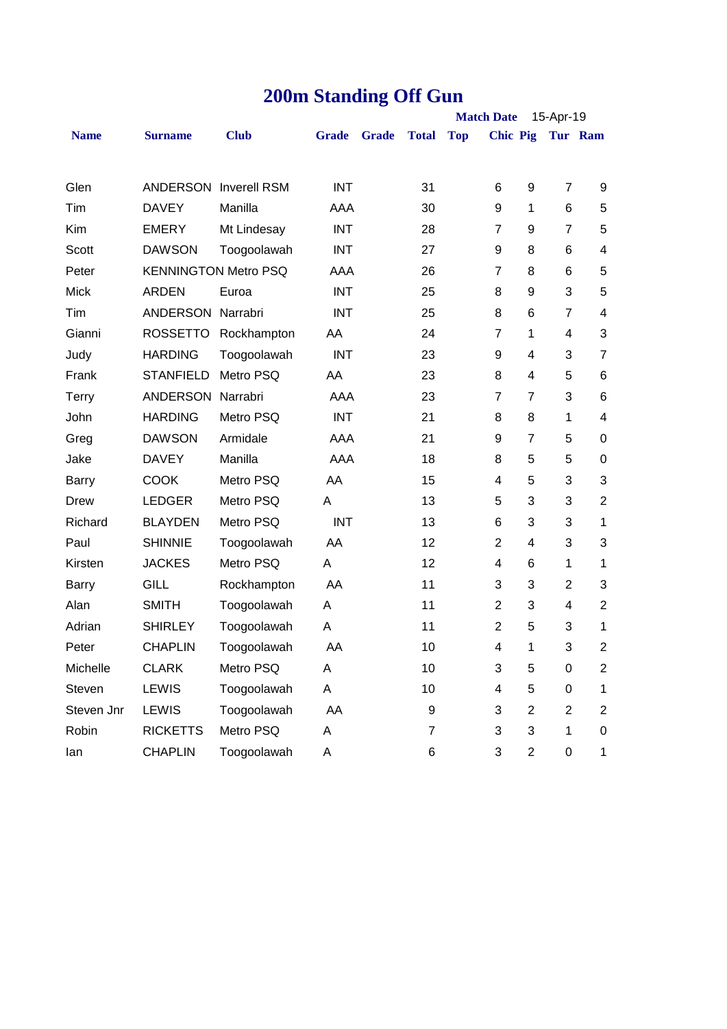# 200m Standing Off Gun

**Match Date** 15-Apr-19

| Name | Surname | Club | Grade | Grade | Total | Top | Chic | Pig | Tur | Ram |
|---|---|---|---|---|---|---|---|---|---|---|
| Glen | ANDERSON | Inverell RSM | INT | | 31 | | 6 | 9 | 7 | 9 |
| Tim | DAVEY | Manilla | AAA | | 30 | | 9 | 1 | 6 | 5 |
| Kim | EMERY | Mt Lindesay | INT | | 28 | | 7 | 9 | 7 | 5 |
| Scott | DAWSON | Toogoolawah | INT | | 27 | | 9 | 8 | 6 | 4 |
| Peter | KENNINGTON | Metro PSQ | AAA | | 26 | | 7 | 8 | 6 | 5 |
| Mick | ARDEN | Euroa | INT | | 25 | | 8 | 9 | 3 | 5 |
| Tim | ANDERSON | Narrabri | INT | | 25 | | 8 | 6 | 7 | 4 |
| Gianni | ROSSETTO | Rockhampton | AA | | 24 | | 7 | 1 | 4 | 3 |
| Judy | HARDING | Toogoolawah | INT | | 23 | | 9 | 4 | 3 | 7 |
| Frank | STANFIELD | Metro PSQ | AA | | 23 | | 8 | 4 | 5 | 6 |
| Terry | ANDERSON | Narrabri | AAA | | 23 | | 7 | 7 | 3 | 6 |
| John | HARDING | Metro PSQ | INT | | 21 | | 8 | 8 | 1 | 4 |
| Greg | DAWSON | Armidale | AAA | | 21 | | 9 | 7 | 5 | 0 |
| Jake | DAVEY | Manilla | AAA | | 18 | | 8 | 5 | 5 | 0 |
| Barry | COOK | Metro PSQ | AA | | 15 | | 4 | 5 | 3 | 3 |
| Drew | LEDGER | Metro PSQ | A | | 13 | | 5 | 3 | 3 | 2 |
| Richard | BLAYDEN | Metro PSQ | INT | | 13 | | 6 | 3 | 3 | 1 |
| Paul | SHINNIE | Toogoolawah | AA | | 12 | | 2 | 4 | 3 | 3 |
| Kirsten | JACKES | Metro PSQ | A | | 12 | | 4 | 6 | 1 | 1 |
| Barry | GILL | Rockhampton | AA | | 11 | | 3 | 3 | 2 | 3 |
| Alan | SMITH | Toogoolawah | A | | 11 | | 2 | 3 | 4 | 2 |
| Adrian | SHIRLEY | Toogoolawah | A | | 11 | | 2 | 5 | 3 | 1 |
| Peter | CHAPLIN | Toogoolawah | AA | | 10 | | 4 | 1 | 3 | 2 |
| Michelle | CLARK | Metro PSQ | A | | 10 | | 3 | 5 | 0 | 2 |
| Steven | LEWIS | Toogoolawah | A | | 10 | | 4 | 5 | 0 | 1 |
| Steven Jnr | LEWIS | Toogoolawah | AA | | 9 | | 3 | 2 | 2 | 2 |
| Robin | RICKETTS | Metro PSQ | A | | 7 | | 3 | 3 | 1 | 0 |
| Ian | CHAPLIN | Toogoolawah | A | | 6 | | 3 | 2 | 0 | 1 |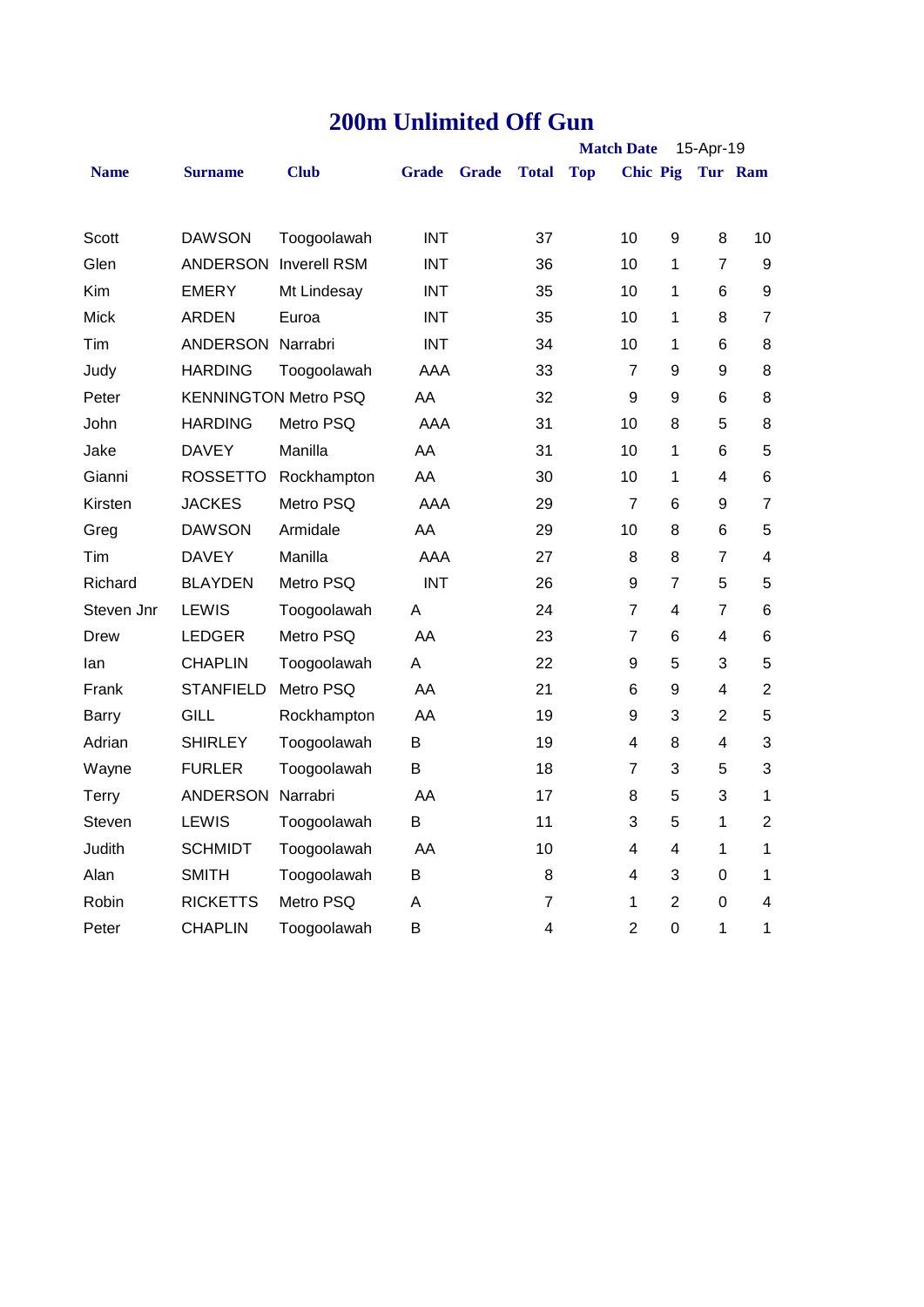# 200m Unlimited Off Gun

**Match Date** 15-Apr-19

| Name | Surname | Club | Grade | Grade | Total | Top | Chic | Pig | Tur | Ram |
|---|---|---|---|---|---|---|---|---|---|---|
| Scott | DAWSON | Toogoolawah | INT | | 37 | | 10 | 9 | 8 | 10 |
| Glen | ANDERSON | Inverell RSM | INT | | 36 | | 10 | 1 | 7 | 9 |
| Kim | EMERY | Mt Lindesay | INT | | 35 | | 10 | 1 | 6 | 9 |
| Mick | ARDEN | Euroa | INT | | 35 | | 10 | 1 | 8 | 7 |
| Tim | ANDERSON | Narrabri | INT | | 34 | | 10 | 1 | 6 | 8 |
| Judy | HARDING | Toogoolawah | AAA | | 33 | | 7 | 9 | 9 | 8 |
| Peter | KENNINGTON | Metro PSQ | AA | | 32 | | 9 | 9 | 6 | 8 |
| John | HARDING | Metro PSQ | AAA | | 31 | | 10 | 8 | 5 | 8 |
| Jake | DAVEY | Manilla | AA | | 31 | | 10 | 1 | 6 | 5 |
| Gianni | ROSSETTO | Rockhampton | AA | | 30 | | 10 | 1 | 4 | 6 |
| Kirsten | JACKES | Metro PSQ | AAA | | 29 | | 7 | 6 | 9 | 7 |
| Greg | DAWSON | Armidale | AA | | 29 | | 10 | 8 | 6 | 5 |
| Tim | DAVEY | Manilla | AAA | | 27 | | 8 | 8 | 7 | 4 |
| Richard | BLAYDEN | Metro PSQ | INT | | 26 | | 9 | 7 | 5 | 5 |
| Steven Jnr | LEWIS | Toogoolawah | A | | 24 | | 7 | 4 | 7 | 6 |
| Drew | LEDGER | Metro PSQ | AA | | 23 | | 7 | 6 | 4 | 6 |
| Ian | CHAPLIN | Toogoolawah | A | | 22 | | 9 | 5 | 3 | 5 |
| Frank | STANFIELD | Metro PSQ | AA | | 21 | | 6 | 9 | 4 | 2 |
| Barry | GILL | Rockhampton | AA | | 19 | | 9 | 3 | 2 | 5 |
| Adrian | SHIRLEY | Toogoolawah | B | | 19 | | 4 | 8 | 4 | 3 |
| Wayne | FURLER | Toogoolawah | B | | 18 | | 7 | 3 | 5 | 3 |
| Terry | ANDERSON | Narrabri | AA | | 17 | | 8 | 5 | 3 | 1 |
| Steven | LEWIS | Toogoolawah | B | | 11 | | 3 | 5 | 1 | 2 |
| Judith | SCHMIDT | Toogoolawah | AA | | 10 | | 4 | 4 | 1 | 1 |
| Alan | SMITH | Toogoolawah | B | | 8 | | 4 | 3 | 0 | 1 |
| Robin | RICKETTS | Metro PSQ | A | | 7 | | 1 | 2 | 0 | 4 |
| Peter | CHAPLIN | Toogoolawah | B | | 4 | | 2 | 0 | 1 | 1 |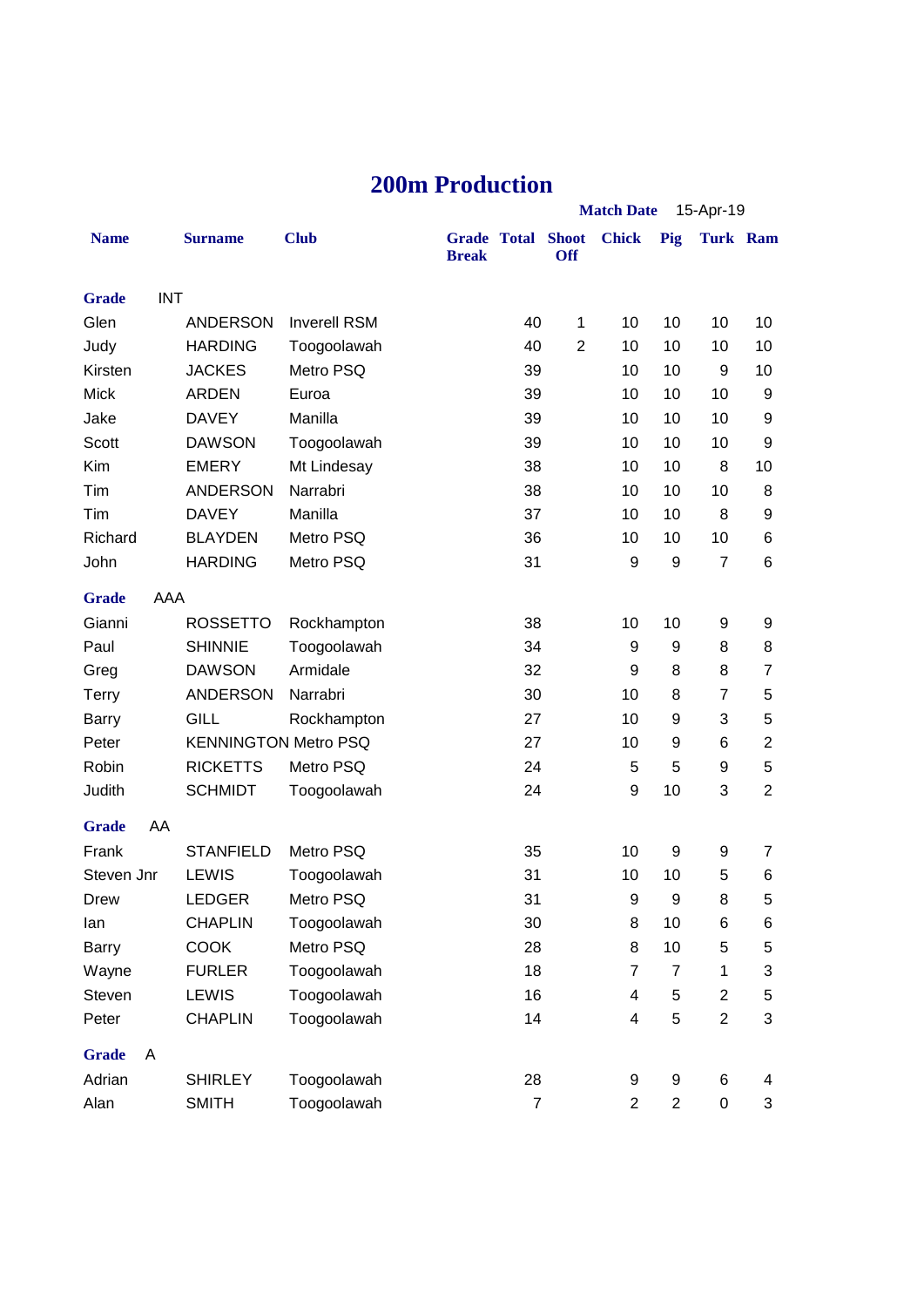# 200m Production

**Match Date** 15-Apr-19

| Name | Surname | Club | Grade Break | Total | Shoot Off | Chick | Pig | Turk | Ram |
|---|---|---|---|---|---|---|---|---|---|
| **Grade** | INT | | | | | | | | |
| Glen | ANDERSON | Inverell RSM | | 40 | 1 | 10 | 10 | 10 | 10 |
| Judy | HARDING | Toogoolawah | | 40 | 2 | 10 | 10 | 10 | 10 |
| Kirsten | JACKES | Metro PSQ | | 39 | | 10 | 10 | 9 | 10 |
| Mick | ARDEN | Euroa | | 39 | | 10 | 10 | 10 | 9 |
| Jake | DAVEY | Manilla | | 39 | | 10 | 10 | 10 | 9 |
| Scott | DAWSON | Toogoolawah | | 39 | | 10 | 10 | 10 | 9 |
| Kim | EMERY | Mt Lindesay | | 38 | | 10 | 10 | 8 | 10 |
| Tim | ANDERSON | Narrabri | | 38 | | 10 | 10 | 10 | 8 |
| Tim | DAVEY | Manilla | | 37 | | 10 | 10 | 8 | 9 |
| Richard | BLAYDEN | Metro PSQ | | 36 | | 10 | 10 | 10 | 6 |
| John | HARDING | Metro PSQ | | 31 | | 9 | 9 | 7 | 6 |
| **Grade** | AAA | | | | | | | | |
| Gianni | ROSSETTO | Rockhampton | | 38 | | 10 | 10 | 9 | 9 |
| Paul | SHINNIE | Toogoolawah | | 34 | | 9 | 9 | 8 | 8 |
| Greg | DAWSON | Armidale | | 32 | | 9 | 8 | 8 | 7 |
| Terry | ANDERSON | Narrabri | | 30 | | 10 | 8 | 7 | 5 |
| Barry | GILL | Rockhampton | | 27 | | 10 | 9 | 3 | 5 |
| Peter | KENNINGTON | Metro PSQ | | 27 | | 10 | 9 | 6 | 2 |
| Robin | RICKETTS | Metro PSQ | | 24 | | 5 | 5 | 9 | 5 |
| Judith | SCHMIDT | Toogoolawah | | 24 | | 9 | 10 | 3 | 2 |
| **Grade** | AA | | | | | | | | |
| Frank | STANFIELD | Metro PSQ | | 35 | | 10 | 9 | 9 | 7 |
| Steven Jnr | LEWIS | Toogoolawah | | 31 | | 10 | 10 | 5 | 6 |
| Drew | LEDGER | Metro PSQ | | 31 | | 9 | 9 | 8 | 5 |
| Ian | CHAPLIN | Toogoolawah | | 30 | | 8 | 10 | 6 | 6 |
| Barry | COOK | Metro PSQ | | 28 | | 8 | 10 | 5 | 5 |
| Wayne | FURLER | Toogoolawah | | 18 | | 7 | 7 | 1 | 3 |
| Steven | LEWIS | Toogoolawah | | 16 | | 4 | 5 | 2 | 5 |
| Peter | CHAPLIN | Toogoolawah | | 14 | | 4 | 5 | 2 | 3 |
| **Grade** | A | | | | | | | | |
| Adrian | SHIRLEY | Toogoolawah | | 28 | | 9 | 9 | 6 | 4 |
| Alan | SMITH | Toogoolawah | | 7 | | 2 | 2 | 0 | 3 |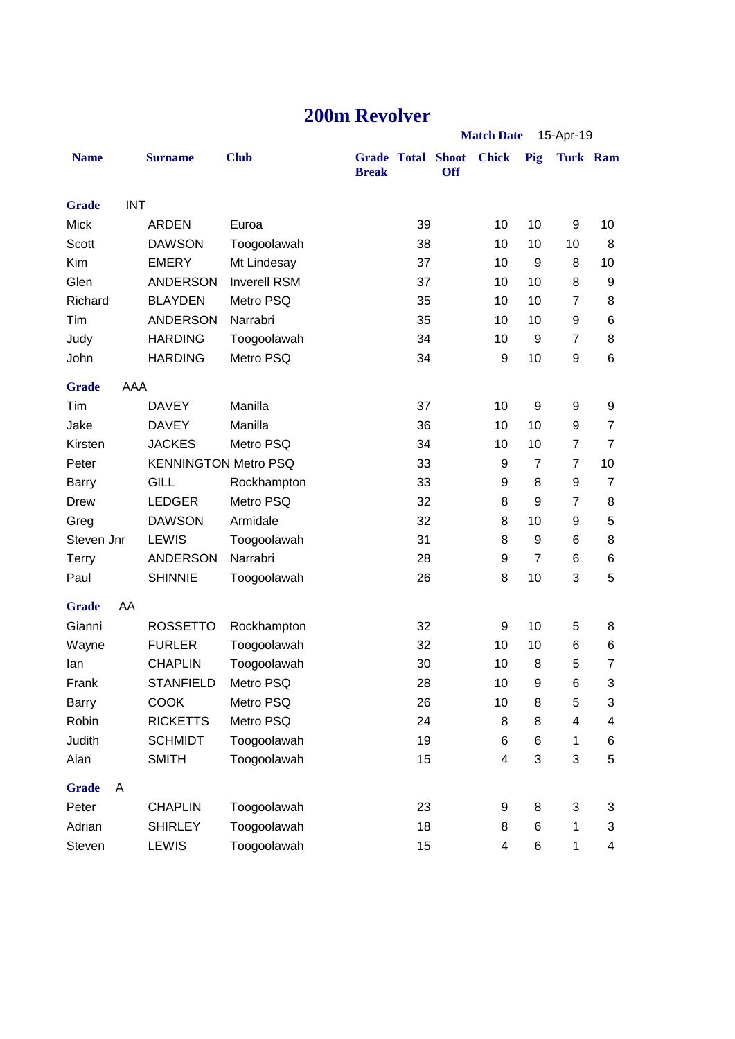# 200m Revolver

**Match Date** 15-Apr-19

| Name | Surname | Club | Grade Break | Total | Shoot Off | Chick | Pig | Turk | Ram |
|---|---|---|---|---|---|---|---|---|---|
| **Grade** INT | | | | | | | | | |
| Mick | ARDEN | Euroa | | 39 | | 10 | 10 | 9 | 10 |
| Scott | DAWSON | Toogoolawah | | 38 | | 10 | 10 | 10 | 8 |
| Kim | EMERY | Mt Lindesay | | 37 | | 10 | 9 | 8 | 10 |
| Glen | ANDERSON | Inverell RSM | | 37 | | 10 | 10 | 8 | 9 |
| Richard | BLAYDEN | Metro PSQ | | 35 | | 10 | 10 | 7 | 8 |
| Tim | ANDERSON | Narrabri | | 35 | | 10 | 10 | 9 | 6 |
| Judy | HARDING | Toogoolawah | | 34 | | 10 | 9 | 7 | 8 |
| John | HARDING | Metro PSQ | | 34 | | 9 | 10 | 9 | 6 |
| **Grade** AAA | | | | | | | | | |
| Tim | DAVEY | Manilla | | 37 | | 10 | 9 | 9 | 9 |
| Jake | DAVEY | Manilla | | 36 | | 10 | 10 | 9 | 7 |
| Kirsten | JACKES | Metro PSQ | | 34 | | 10 | 10 | 7 | 7 |
| Peter | KENNINGTON | Metro PSQ | | 33 | | 9 | 7 | 7 | 10 |
| Barry | GILL | Rockhampton | | 33 | | 9 | 8 | 9 | 7 |
| Drew | LEDGER | Metro PSQ | | 32 | | 8 | 9 | 7 | 8 |
| Greg | DAWSON | Armidale | | 32 | | 8 | 10 | 9 | 5 |
| Steven Jnr | LEWIS | Toogoolawah | | 31 | | 8 | 9 | 6 | 8 |
| Terry | ANDERSON | Narrabri | | 28 | | 9 | 7 | 6 | 6 |
| Paul | SHINNIE | Toogoolawah | | 26 | | 8 | 10 | 3 | 5 |
| **Grade** AA | | | | | | | | | |
| Gianni | ROSSETTO | Rockhampton | | 32 | | 9 | 10 | 5 | 8 |
| Wayne | FURLER | Toogoolawah | | 32 | | 10 | 10 | 6 | 6 |
| Ian | CHAPLIN | Toogoolawah | | 30 | | 10 | 8 | 5 | 7 |
| Frank | STANFIELD | Metro PSQ | | 28 | | 10 | 9 | 6 | 3 |
| Barry | COOK | Metro PSQ | | 26 | | 10 | 8 | 5 | 3 |
| Robin | RICKETTS | Metro PSQ | | 24 | | 8 | 8 | 4 | 4 |
| Judith | SCHMIDT | Toogoolawah | | 19 | | 6 | 6 | 1 | 6 |
| Alan | SMITH | Toogoolawah | | 15 | | 4 | 3 | 3 | 5 |
| **Grade** A | | | | | | | | | |
| Peter | CHAPLIN | Toogoolawah | | 23 | | 9 | 8 | 3 | 3 |
| Adrian | SHIRLEY | Toogoolawah | | 18 | | 8 | 6 | 1 | 3 |
| Steven | LEWIS | Toogoolawah | | 15 | | 4 | 6 | 1 | 4 |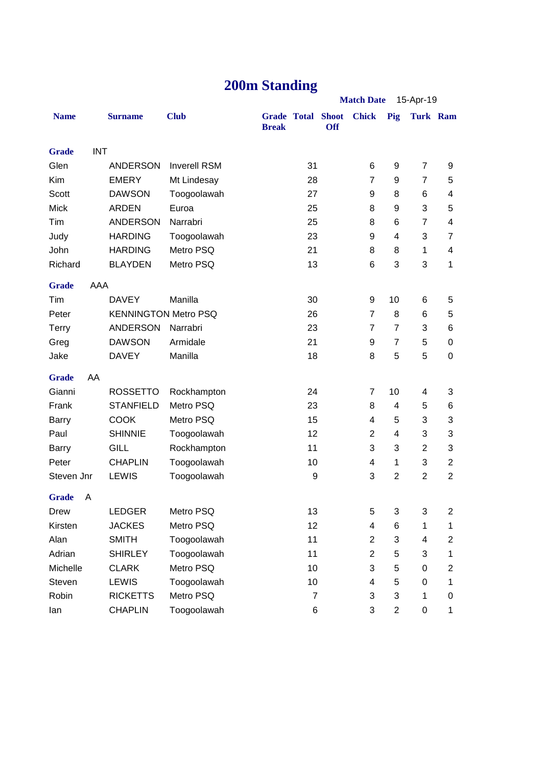# 200m Standing

**Match Date** 15-Apr-19

| Name | Surname | Club | Grade Break | Total | Shoot Off | Chick | Pig | Turk | Ram |
|---|---|---|---|---|---|---|---|---|---|
| **Grade** | INT | | | | | | | | |
| Glen | ANDERSON | Inverell RSM | | 31 | | 6 | 9 | 7 | 9 |
| Kim | EMERY | Mt Lindesay | | 28 | | 7 | 9 | 7 | 5 |
| Scott | DAWSON | Toogoolawah | | 27 | | 9 | 8 | 6 | 4 |
| Mick | ARDEN | Euroa | | 25 | | 8 | 9 | 3 | 5 |
| Tim | ANDERSON | Narrabri | | 25 | | 8 | 6 | 7 | 4 |
| Judy | HARDING | Toogoolawah | | 23 | | 9 | 4 | 3 | 7 |
| John | HARDING | Metro PSQ | | 21 | | 8 | 8 | 1 | 4 |
| Richard | BLAYDEN | Metro PSQ | | 13 | | 6 | 3 | 3 | 1 |
| **Grade** | AAA | | | | | | | | |
| Tim | DAVEY | Manilla | | 30 | | 9 | 10 | 6 | 5 |
| Peter | KENNINGTON | Metro PSQ | | 26 | | 7 | 8 | 6 | 5 |
| Terry | ANDERSON | Narrabri | | 23 | | 7 | 7 | 3 | 6 |
| Greg | DAWSON | Armidale | | 21 | | 9 | 7 | 5 | 0 |
| Jake | DAVEY | Manilla | | 18 | | 8 | 5 | 5 | 0 |
| **Grade** | AA | | | | | | | | |
| Gianni | ROSSETTO | Rockhampton | | 24 | | 7 | 10 | 4 | 3 |
| Frank | STANFIELD | Metro PSQ | | 23 | | 8 | 4 | 5 | 6 |
| Barry | COOK | Metro PSQ | | 15 | | 4 | 5 | 3 | 3 |
| Paul | SHINNIE | Toogoolawah | | 12 | | 2 | 4 | 3 | 3 |
| Barry | GILL | Rockhampton | | 11 | | 3 | 3 | 2 | 3 |
| Peter | CHAPLIN | Toogoolawah | | 10 | | 4 | 1 | 3 | 2 |
| Steven Jnr | LEWIS | Toogoolawah | | 9 | | 3 | 2 | 2 | 2 |
| **Grade** | A | | | | | | | | |
| Drew | LEDGER | Metro PSQ | | 13 | | 5 | 3 | 3 | 2 |
| Kirsten | JACKES | Metro PSQ | | 12 | | 4 | 6 | 1 | 1 |
| Alan | SMITH | Toogoolawah | | 11 | | 2 | 3 | 4 | 2 |
| Adrian | SHIRLEY | Toogoolawah | | 11 | | 2 | 5 | 3 | 1 |
| Michelle | CLARK | Metro PSQ | | 10 | | 3 | 5 | 0 | 2 |
| Steven | LEWIS | Toogoolawah | | 10 | | 4 | 5 | 0 | 1 |
| Robin | RICKETTS | Metro PSQ | | 7 | | 3 | 3 | 1 | 0 |
| Ian | CHAPLIN | Toogoolawah | | 6 | | 3 | 2 | 0 | 1 |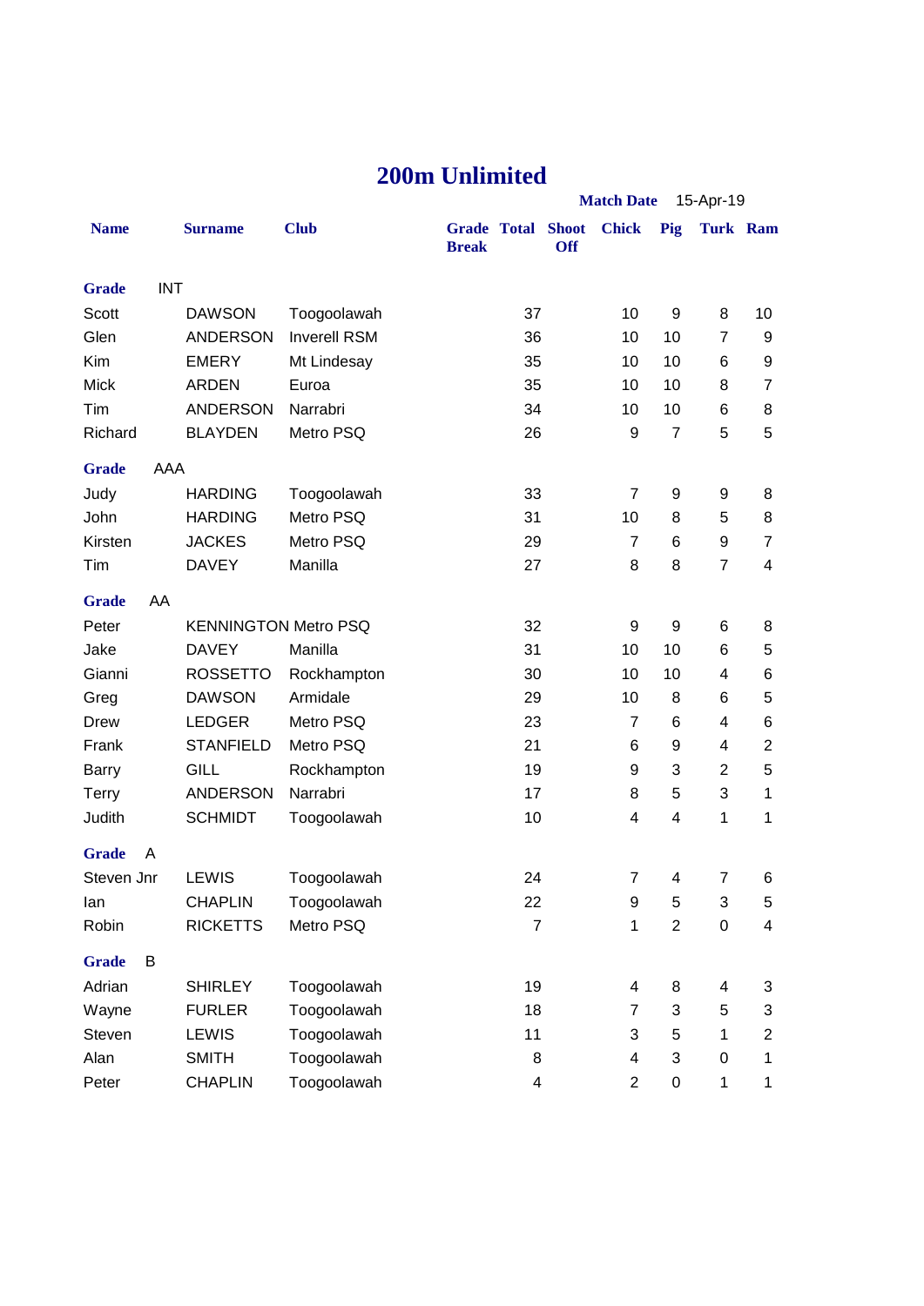# 200m Unlimited

**Match Date** 15-Apr-19

| Name | Surname | Club | Grade Break | Total | Shoot Off | Chick | Pig | Turk | Ram |
|---|---|---|---|---|---|---|---|---|---|
| **Grade** INT | | | | | | | | | |
| Scott | DAWSON | Toogoolawah | | 37 | | 10 | 9 | 8 | 10 |
| Glen | ANDERSON | Inverell RSM | | 36 | | 10 | 10 | 7 | 9 |
| Kim | EMERY | Mt Lindesay | | 35 | | 10 | 10 | 6 | 9 |
| Mick | ARDEN | Euroa | | 35 | | 10 | 10 | 8 | 7 |
| Tim | ANDERSON | Narrabri | | 34 | | 10 | 10 | 6 | 8 |
| Richard | BLAYDEN | Metro PSQ | | 26 | | 9 | 7 | 5 | 5 |
| **Grade** AAA | | | | | | | | | |
| Judy | HARDING | Toogoolawah | | 33 | | 7 | 9 | 9 | 8 |
| John | HARDING | Metro PSQ | | 31 | | 10 | 8 | 5 | 8 |
| Kirsten | JACKES | Metro PSQ | | 29 | | 7 | 6 | 9 | 7 |
| Tim | DAVEY | Manilla | | 27 | | 8 | 8 | 7 | 4 |
| **Grade** AA | | | | | | | | | |
| Peter | KENNINGTON | Metro PSQ | | 32 | | 9 | 9 | 6 | 8 |
| Jake | DAVEY | Manilla | | 31 | | 10 | 10 | 6 | 5 |
| Gianni | ROSSETTO | Rockhampton | | 30 | | 10 | 10 | 4 | 6 |
| Greg | DAWSON | Armidale | | 29 | | 10 | 8 | 6 | 5 |
| Drew | LEDGER | Metro PSQ | | 23 | | 7 | 6 | 4 | 6 |
| Frank | STANFIELD | Metro PSQ | | 21 | | 6 | 9 | 4 | 2 |
| Barry | GILL | Rockhampton | | 19 | | 9 | 3 | 2 | 5 |
| Terry | ANDERSON | Narrabri | | 17 | | 8 | 5 | 3 | 1 |
| Judith | SCHMIDT | Toogoolawah | | 10 | | 4 | 4 | 1 | 1 |
| **Grade** A | | | | | | | | | |
| Steven Jnr | LEWIS | Toogoolawah | | 24 | | 7 | 4 | 7 | 6 |
| Ian | CHAPLIN | Toogoolawah | | 22 | | 9 | 5 | 3 | 5 |
| Robin | RICKETTS | Metro PSQ | | 7 | | 1 | 2 | 0 | 4 |
| **Grade** B | | | | | | | | | |
| Adrian | SHIRLEY | Toogoolawah | | 19 | | 4 | 8 | 4 | 3 |
| Wayne | FURLER | Toogoolawah | | 18 | | 7 | 3 | 5 | 3 |
| Steven | LEWIS | Toogoolawah | | 11 | | 3 | 5 | 1 | 2 |
| Alan | SMITH | Toogoolawah | | 8 | | 4 | 3 | 0 | 1 |
| Peter | CHAPLIN | Toogoolawah | | 4 | | 2 | 0 | 1 | 1 |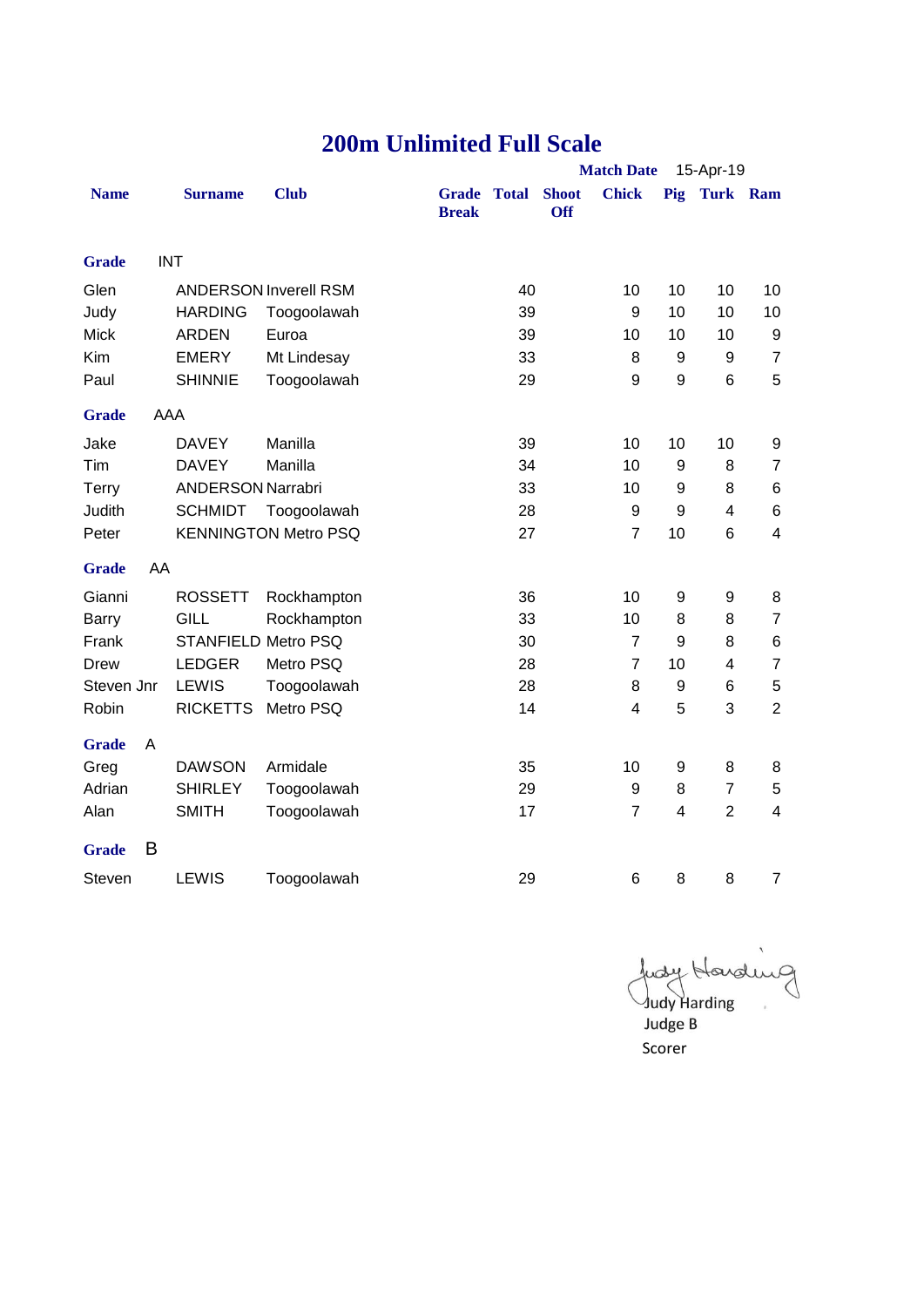# 200m Unlimited Full Scale

**Match Date** 15-Apr-19

| Name | Surname | Club | Grade Break | Total | Shoot Off | Chick | Pig | Turk | Ram |
|---|---|---|---|---|---|---|---|---|---|
| **Grade** | INT | | | | | | | | |
| Glen | ANDERSON | Inverell RSM | | 40 | | 10 | 10 | 10 | 10 |
| Judy | HARDING | Toogoolawah | | 39 | | 9 | 10 | 10 | 10 |
| Mick | ARDEN | Euroa | | 39 | | 10 | 10 | 10 | 9 |
| Kim | EMERY | Mt Lindesay | | 33 | | 8 | 9 | 9 | 7 |
| Paul | SHINNIE | Toogoolawah | | 29 | | 9 | 9 | 6 | 5 |
| **Grade** | AAA | | | | | | | | |
| Jake | DAVEY | Manilla | | 39 | | 10 | 10 | 10 | 9 |
| Tim | DAVEY | Manilla | | 34 | | 10 | 9 | 8 | 7 |
| Terry | ANDERSON | Narrabri | | 33 | | 10 | 9 | 8 | 6 |
| Judith | SCHMIDT | Toogoolawah | | 28 | | 9 | 9 | 4 | 6 |
| Peter | KENNINGTON | Metro PSQ | | 27 | | 7 | 10 | 6 | 4 |
| **Grade** | AA | | | | | | | | |
| Gianni | ROSSETT | Rockhampton | | 36 | | 10 | 9 | 9 | 8 |
| Barry | GILL | Rockhampton | | 33 | | 10 | 8 | 8 | 7 |
| Frank | STANFIELD | Metro PSQ | | 30 | | 7 | 9 | 8 | 6 |
| Drew | LEDGER | Metro PSQ | | 28 | | 7 | 10 | 4 | 7 |
| Steven Jnr | LEWIS | Toogoolawah | | 28 | | 8 | 9 | 6 | 5 |
| Robin | RICKETTS | Metro PSQ | | 14 | | 4 | 5 | 3 | 2 |
| **Grade** | A | | | | | | | | |
| Greg | DAWSON | Armidale | | 35 | | 10 | 9 | 8 | 8 |
| Adrian | SHIRLEY | Toogoolawah | | 29 | | 9 | 8 | 7 | 5 |
| Alan | SMITH | Toogoolawah | | 17 | | 7 | 4 | 2 | 4 |
| **Grade** | B | | | | | | | | |
| Steven | LEWIS | Toogoolawah | | 29 | | 6 | 8 | 8 | 7 |

Judy Harding

Judge B

Scorer